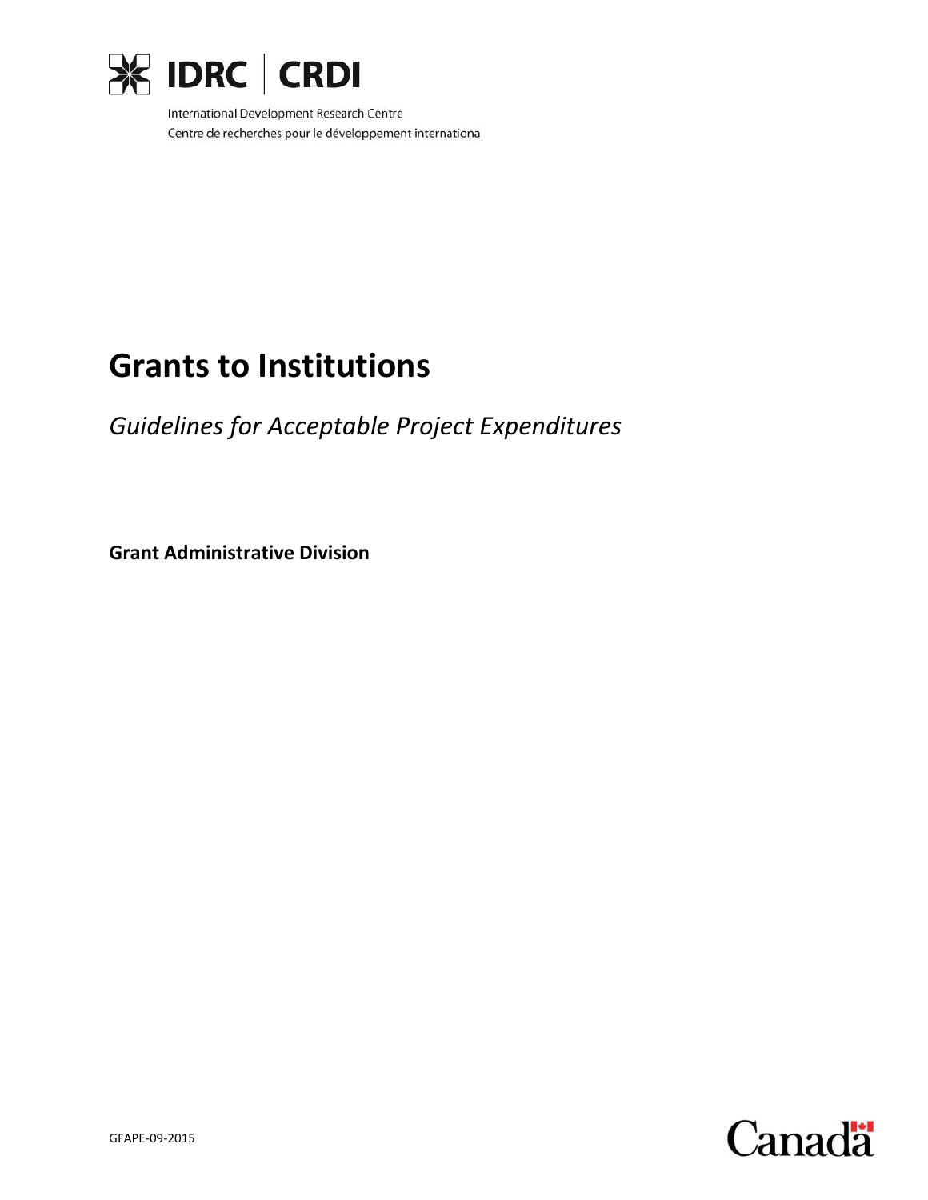IDRC | CRDI

International Development Research Centre

Centre de recherches pour le développement international

# Grants to Institutions

*Guidelines for Acceptable Project Expenditures*

**Grant Administrative Division**

GFAPE-09-2015

Canada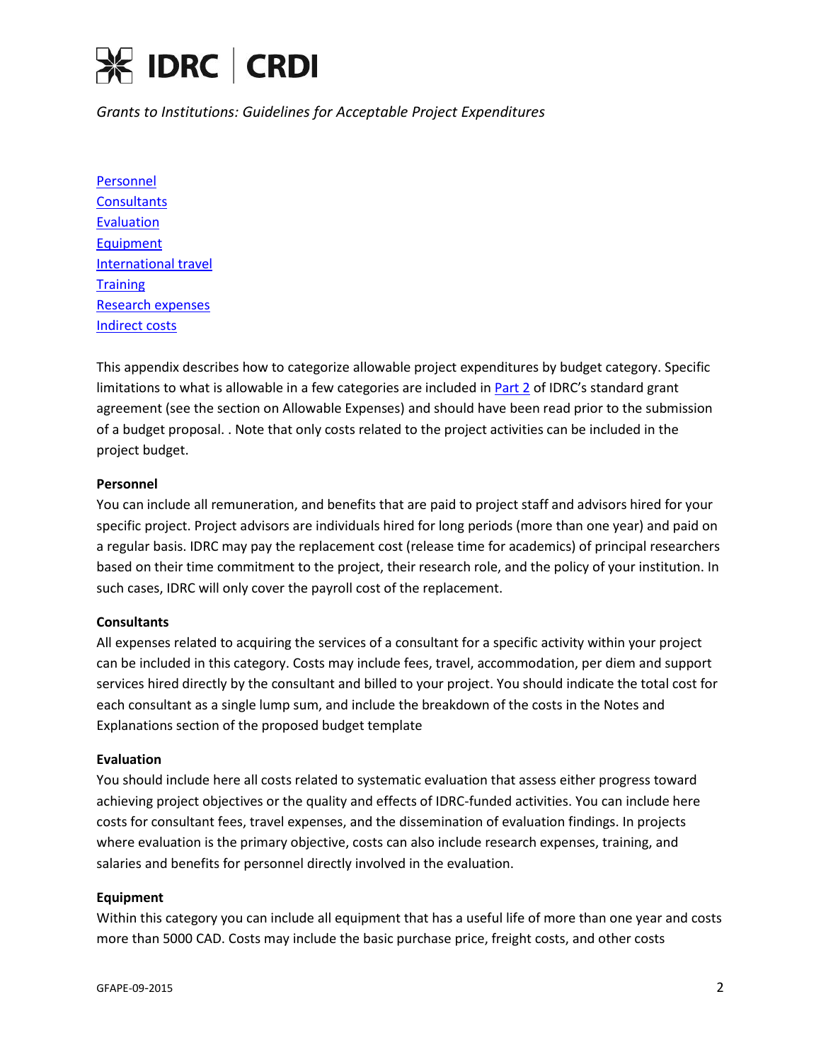IDRC | CRDI

*Grants to Institutions: Guidelines for Acceptable Project Expenditures*

[Personnel](#personnel)
[Consultants](#consultants)
[Evaluation](#evaluation)
[Equipment](#equipment)
[International travel](#international-travel)
[Training](#training)
[Research expenses](#research-expenses)
[Indirect costs](#indirect-costs)

This appendix describes how to categorize allowable project expenditures by budget category. Specific limitations to what is allowable in a few categories are included in [Part 2](#) of IDRC's standard grant agreement (see the section on Allowable Expenses) and should have been read prior to the submission of a budget proposal. . Note that only costs related to the project activities can be included in the project budget.

**Personnel**

You can include all remuneration, and benefits that are paid to project staff and advisors hired for your specific project. Project advisors are individuals hired for long periods (more than one year) and paid on a regular basis. IDRC may pay the replacement cost (release time for academics) of principal researchers based on their time commitment to the project, their research role, and the policy of your institution. In such cases, IDRC will only cover the payroll cost of the replacement.

**Consultants**

All expenses related to acquiring the services of a consultant for a specific activity within your project can be included in this category. Costs may include fees, travel, accommodation, per diem and support services hired directly by the consultant and billed to your project. You should indicate the total cost for each consultant as a single lump sum, and include the breakdown of the costs in the Notes and Explanations section of the proposed budget template

**Evaluation**

You should include here all costs related to systematic evaluation that assess either progress toward achieving project objectives or the quality and effects of IDRC-funded activities. You can include here costs for consultant fees, travel expenses, and the dissemination of evaluation findings. In projects where evaluation is the primary objective, costs can also include research expenses, training, and salaries and benefits for personnel directly involved in the evaluation.

**Equipment**

Within this category you can include all equipment that has a useful life of more than one year and costs more than 5000 CAD. Costs may include the basic purchase price, freight costs, and other costs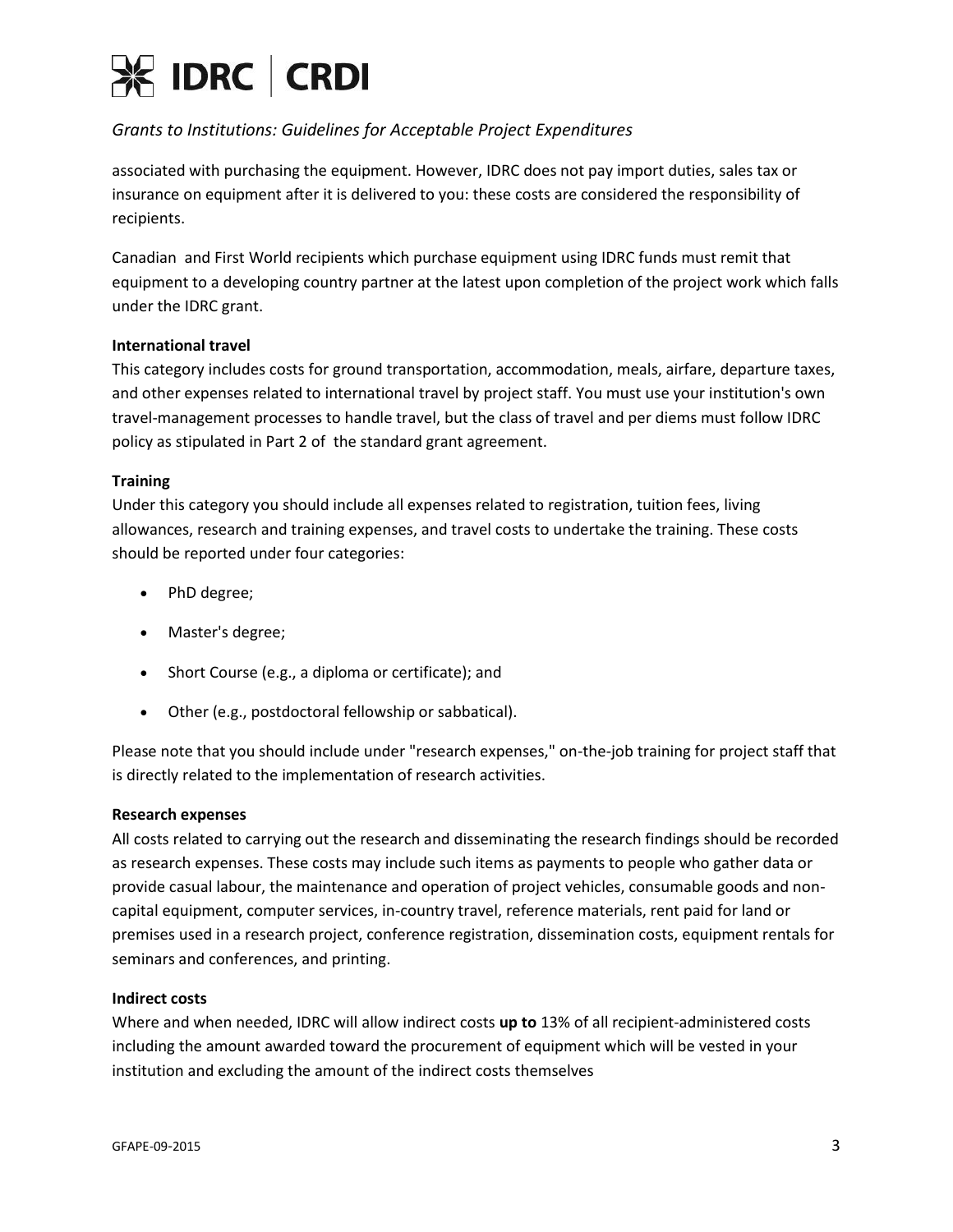associated with purchasing the equipment. However, IDRC does not pay import duties, sales tax or insurance on equipment after it is delivered to you: these costs are considered the responsibility of recipients.

Canadian and First World recipients which purchase equipment using IDRC funds must remit that equipment to a developing country partner at the latest upon completion of the project work which falls under the IDRC grant.

**International travel**

This category includes costs for ground transportation, accommodation, meals, airfare, departure taxes, and other expenses related to international travel by project staff. You must use your institution's own travel-management processes to handle travel, but the class of travel and per diems must follow IDRC policy as stipulated in Part 2 of the standard grant agreement.

**Training**

Under this category you should include all expenses related to registration, tuition fees, living allowances, research and training expenses, and travel costs to undertake the training. These costs should be reported under four categories:

- PhD degree;
- Master's degree;
- Short Course (e.g., a diploma or certificate); and
- Other (e.g., postdoctoral fellowship or sabbatical).

Please note that you should include under "research expenses," on-the-job training for project staff that is directly related to the implementation of research activities.

**Research expenses**

All costs related to carrying out the research and disseminating the research findings should be recorded as research expenses. These costs may include such items as payments to people who gather data or provide casual labour, the maintenance and operation of project vehicles, consumable goods and non-capital equipment, computer services, in-country travel, reference materials, rent paid for land or premises used in a research project, conference registration, dissemination costs, equipment rentals for seminars and conferences, and printing.

**Indirect costs**

Where and when needed, IDRC will allow indirect costs **up to** 13% of all recipient-administered costs including the amount awarded toward the procurement of equipment which will be vested in your institution and excluding the amount of the indirect costs themselves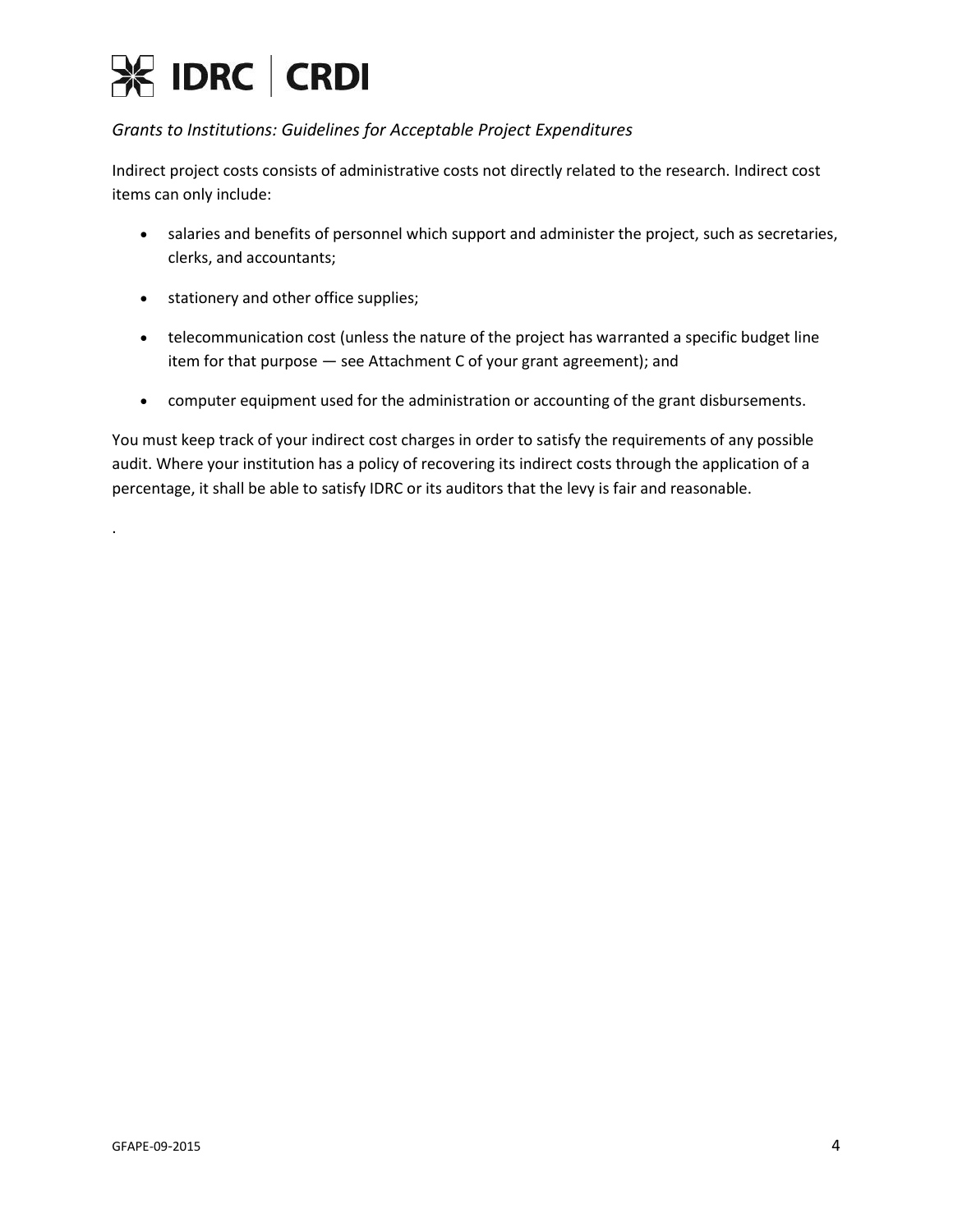*Grants to Institutions: Guidelines for Acceptable Project Expenditures*

Indirect project costs consists of administrative costs not directly related to the research. Indirect cost items can only include:

- salaries and benefits of personnel which support and administer the project, such as secretaries, clerks, and accountants;
- stationery and other office supplies;
- telecommunication cost (unless the nature of the project has warranted a specific budget line item for that purpose — see Attachment C of your grant agreement); and
- computer equipment used for the administration or accounting of the grant disbursements.

You must keep track of your indirect cost charges in order to satisfy the requirements of any possible audit. Where your institution has a policy of recovering its indirect costs through the application of a percentage, it shall be able to satisfy IDRC or its auditors that the levy is fair and reasonable.

.